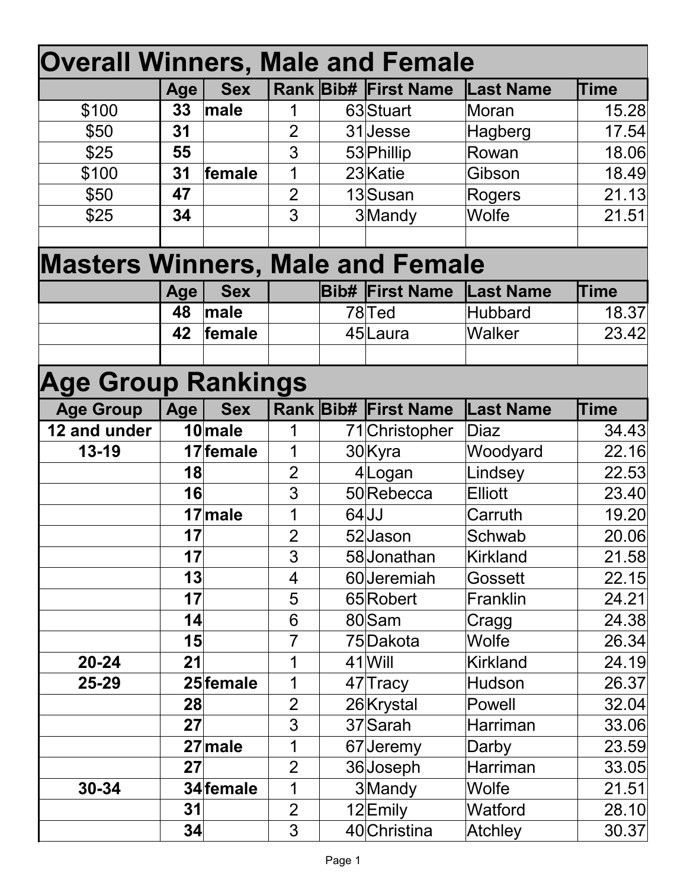## Overall Winners, Male and Female

| | Age | Sex | Rank | Bib# | First Name | Last Name | Time |
|---|---|---|---|---|---|---|---|
| $100 | 33 | male | 1 | 63 | Stuart | Moran | 15.28 |
| $50 | 31 | | 2 | 31 | Jesse | Hagberg | 17.54 |
| $25 | 55 | | 3 | 53 | Phillip | Rowan | 18.06 |
| $100 | 31 | female | 1 | 23 | Katie | Gibson | 18.49 |
| $50 | 47 | | 2 | 13 | Susan | Rogers | 21.13 |
| $25 | 34 | | 3 | 3 | Mandy | Wolfe | 21.51 |

## Masters Winners, Male and Female

| | Age | Sex | | Bib# | First Name | Last Name | Time |
|---|---|---|---|---|---|---|---|
| | 48 | male | | 78 | Ted | Hubbard | 18.37 |
| | 42 | female | | 45 | Laura | Walker | 23.42 |

## Age Group Rankings

| Age Group | Age | Sex | Rank | Bib# | First Name | Last Name | Time |
|---|---|---|---|---|---|---|---|
| 12 and under | 10 | male | 1 | 71 | Christopher | Diaz | 34.43 |
| 13-19 | 17 | female | 1 | 30 | Kyra | Woodyard | 22.16 |
| | 18 | | 2 | 4 | Logan | Lindsey | 22.53 |
| | 16 | | 3 | 50 | Rebecca | Elliott | 23.40 |
| | 17 | male | 1 | 64 | JJ | Carruth | 19.20 |
| | 17 | | 2 | 52 | Jason | Schwab | 20.06 |
| | 17 | | 3 | 58 | Jonathan | Kirkland | 21.58 |
| | 13 | | 4 | 60 | Jeremiah | Gossett | 22.15 |
| | 17 | | 5 | 65 | Robert | Franklin | 24.21 |
| | 14 | | 6 | 80 | Sam | Cragg | 24.38 |
| | 15 | | 7 | 75 | Dakota | Wolfe | 26.34 |
| 20-24 | 21 | | 1 | 41 | Will | Kirkland | 24.19 |
| 25-29 | 25 | female | 1 | 47 | Tracy | Hudson | 26.37 |
| | 28 | | 2 | 26 | Krystal | Powell | 32.04 |
| | 27 | | 3 | 37 | Sarah | Harriman | 33.06 |
| | 27 | male | 1 | 67 | Jeremy | Darby | 23.59 |
| | 27 | | 2 | 36 | Joseph | Harriman | 33.05 |
| 30-34 | 34 | female | 1 | 3 | Mandy | Wolfe | 21.51 |
| | 31 | | 2 | 12 | Emily | Watford | 28.10 |
| | 34 | | 3 | 40 | Christina | Atchley | 30.37 |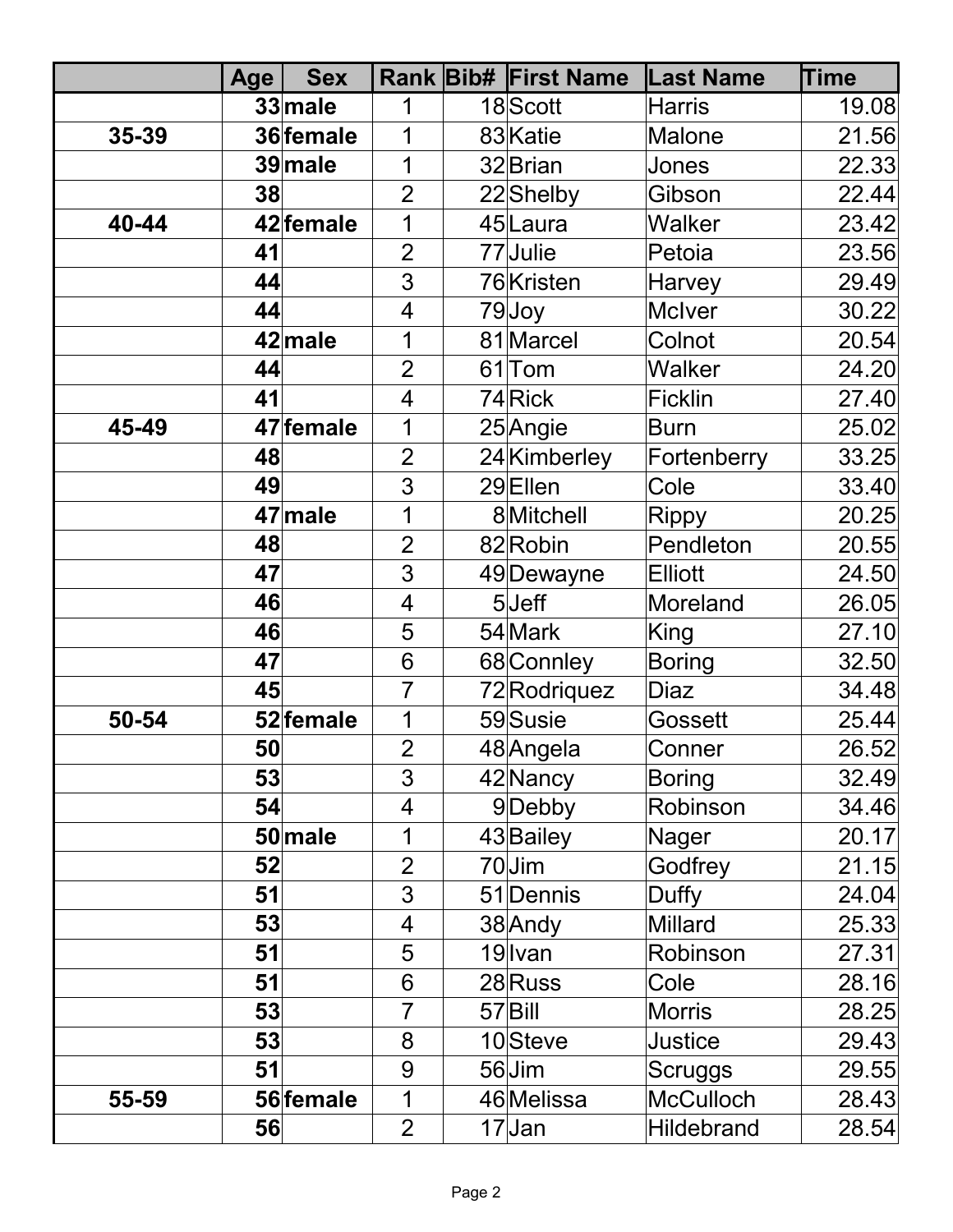| | Age | Sex | Rank | Bib# | First Name | Last Name | Time |
|---|---|---|---|---|---|---|---|
| | **33** | **male** | 1 | 18 | Scott | Harris | 19.08 |
| **35-39** | **36** | **female** | 1 | 83 | Katie | Malone | 21.56 |
| | **39** | **male** | 1 | 32 | Brian | Jones | 22.33 |
| | **38** | | 2 | 22 | Shelby | Gibson | 22.44 |
| **40-44** | **42** | **female** | 1 | 45 | Laura | Walker | 23.42 |
| | **41** | | 2 | 77 | Julie | Petoia | 23.56 |
| | **44** | | 3 | 76 | Kristen | Harvey | 29.49 |
| | **44** | | 4 | 79 | Joy | McIver | 30.22 |
| | **42** | **male** | 1 | 81 | Marcel | Colnot | 20.54 |
| | **44** | | 2 | 61 | Tom | Walker | 24.20 |
| | **41** | | 4 | 74 | Rick | Ficklin | 27.40 |
| **45-49** | **47** | **female** | 1 | 25 | Angie | Burn | 25.02 |
| | **48** | | 2 | 24 | Kimberley | Fortenberry | 33.25 |
| | **49** | | 3 | 29 | Ellen | Cole | 33.40 |
| | **47** | **male** | 1 | 8 | Mitchell | Rippy | 20.25 |
| | **48** | | 2 | 82 | Robin | Pendleton | 20.55 |
| | **47** | | 3 | 49 | Dewayne | Elliott | 24.50 |
| | **46** | | 4 | 5 | Jeff | Moreland | 26.05 |
| | **46** | | 5 | 54 | Mark | King | 27.10 |
| | **47** | | 6 | 68 | Connley | Boring | 32.50 |
| | **45** | | 7 | 72 | Rodriquez | Diaz | 34.48 |
| **50-54** | **52** | **female** | 1 | 59 | Susie | Gossett | 25.44 |
| | **50** | | 2 | 48 | Angela | Conner | 26.52 |
| | **53** | | 3 | 42 | Nancy | Boring | 32.49 |
| | **54** | | 4 | 9 | Debby | Robinson | 34.46 |
| | **50** | **male** | 1 | 43 | Bailey | Nager | 20.17 |
| | **52** | | 2 | 70 | Jim | Godfrey | 21.15 |
| | **51** | | 3 | 51 | Dennis | Duffy | 24.04 |
| | **53** | | 4 | 38 | Andy | Millard | 25.33 |
| | **51** | | 5 | 19 | Ivan | Robinson | 27.31 |
| | **51** | | 6 | 28 | Russ | Cole | 28.16 |
| | **53** | | 7 | 57 | Bill | Morris | 28.25 |
| | **53** | | 8 | 10 | Steve | Justice | 29.43 |
| | **51** | | 9 | 56 | Jim | Scruggs | 29.55 |
| **55-59** | **56** | **female** | 1 | 46 | Melissa | McCulloch | 28.43 |
| | **56** | | 2 | 17 | Jan | Hildebrand | 28.54 |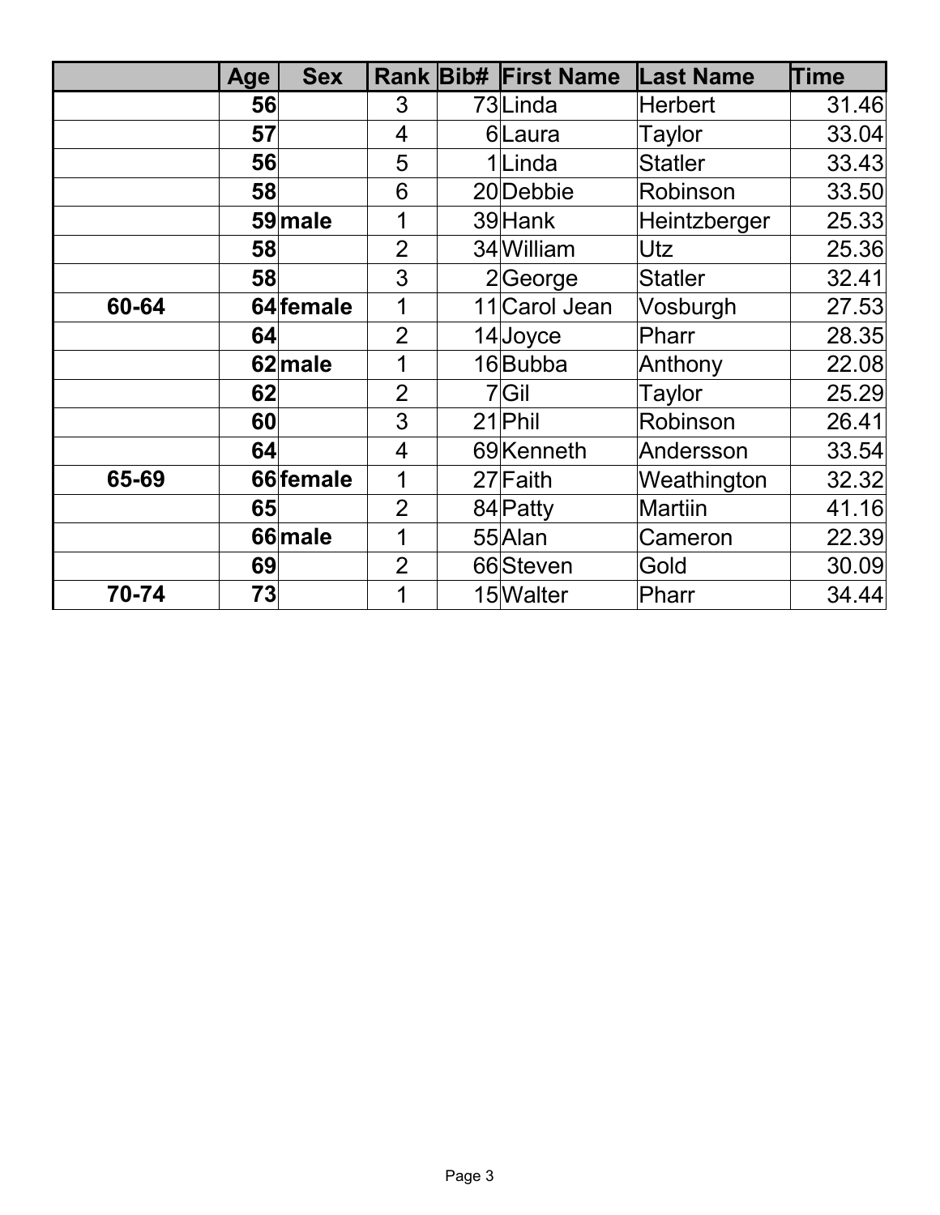| | Age | Sex | Rank | Bib# | First Name | Last Name | Time |
|---|---|---|---|---|---|---|---|
| | **56** | | 3 | 73 | Linda | Herbert | 31.46 |
| | **57** | | 4 | 6 | Laura | Taylor | 33.04 |
| | **56** | | 5 | 1 | Linda | Statler | 33.43 |
| | **58** | | 6 | 20 | Debbie | Robinson | 33.50 |
| | **59** | **male** | 1 | 39 | Hank | Heintzberger | 25.33 |
| | **58** | | 2 | 34 | William | Utz | 25.36 |
| | **58** | | 3 | 2 | George | Statler | 32.41 |
| **60-64** | **64** | **female** | 1 | 11 | Carol Jean | Vosburgh | 27.53 |
| | **64** | | 2 | 14 | Joyce | Pharr | 28.35 |
| | **62** | **male** | 1 | 16 | Bubba | Anthony | 22.08 |
| | **62** | | 2 | 7 | Gil | Taylor | 25.29 |
| | **60** | | 3 | 21 | Phil | Robinson | 26.41 |
| | **64** | | 4 | 69 | Kenneth | Andersson | 33.54 |
| **65-69** | **66** | **female** | 1 | 27 | Faith | Weathington | 32.32 |
| | **65** | | 2 | 84 | Patty | Martiin | 41.16 |
| | **66** | **male** | 1 | 55 | Alan | Cameron | 22.39 |
| | **69** | | 2 | 66 | Steven | Gold | 30.09 |
| **70-74** | **73** | | 1 | 15 | Walter | Pharr | 34.44 |